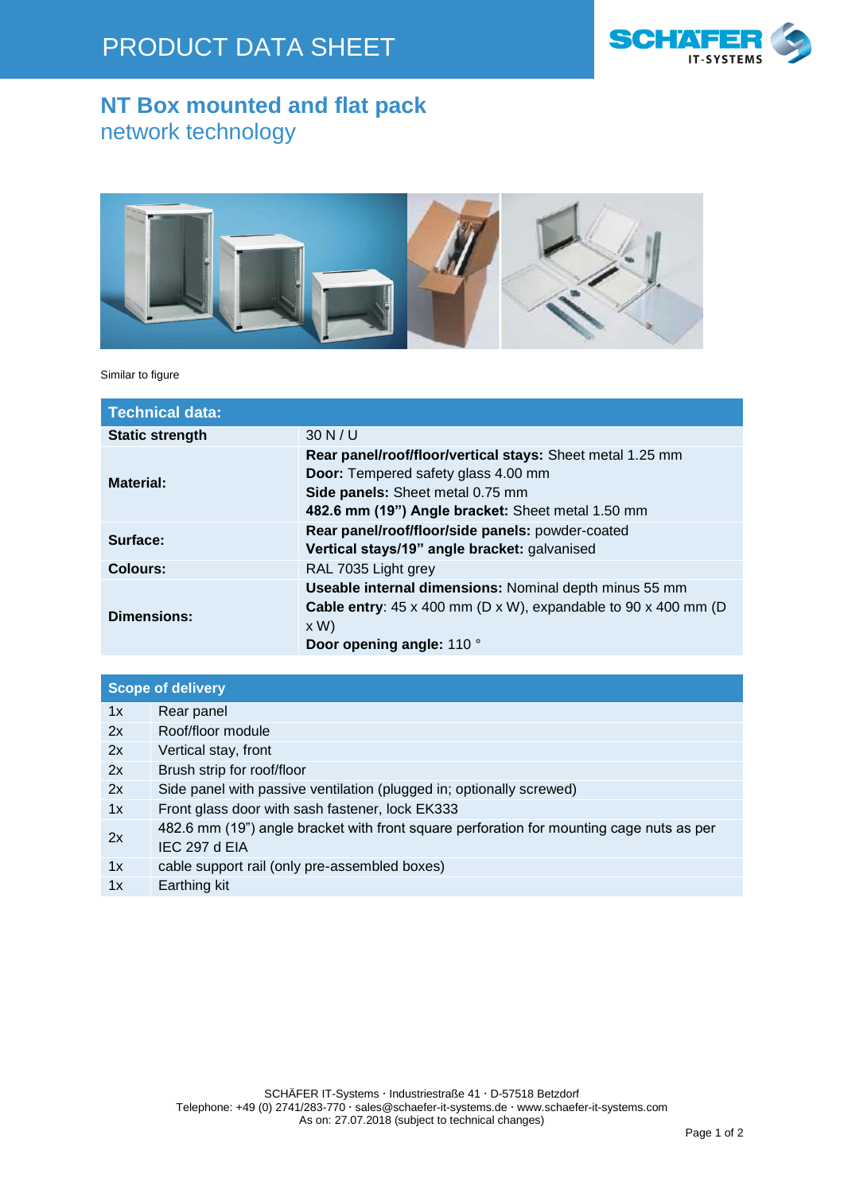# PRODUCT DATA SHEET

## NT Box mounted and flat pack
network technology

Similar to figure

| Technical data: | |
|---|---|
| **Static strength** | 30 N / U |
| **Material:** | **Rear panel/roof/floor/vertical stays:** Sheet metal 1.25 mm<br>**Door:** Tempered safety glass 4.00 mm<br>**Side panels:** Sheet metal 0.75 mm<br>**482.6 mm (19") Angle bracket:** Sheet metal 1.50 mm |
| **Surface:** | **Rear panel/roof/floor/side panels:** powder-coated<br>**Vertical stays/19" angle bracket:** galvanised |
| **Colours:** | RAL 7035 Light grey |
| **Dimensions:** | **Useable internal dimensions:** Nominal depth minus 55 mm<br>**Cable entry**: 45 x 400 mm (D x W), expandable to 90 x 400 mm (D x W)<br>**Door opening angle:** 110 ° |

| Scope of delivery | |
|---|---|
| 1x | Rear panel |
| 2x | Roof/floor module |
| 2x | Vertical stay, front |
| 2x | Brush strip for roof/floor |
| 2x | Side panel with passive ventilation (plugged in; optionally screwed) |
| 1x | Front glass door with sash fastener, lock EK333 |
| 2x | 482.6 mm (19") angle bracket with front square perforation for mounting cage nuts as per IEC 297 d EIA |
| 1x | cable support rail (only pre-assembled boxes) |
| 1x | Earthing kit |

SCHÄFER IT-Systems · Industriestraße 41 · D-57518 Betzdorf
Telephone: +49 (0) 2741/283-770 · sales@schaefer-it-systems.de · www.schaefer-it-systems.com
As on: 27.07.2018 (subject to technical changes)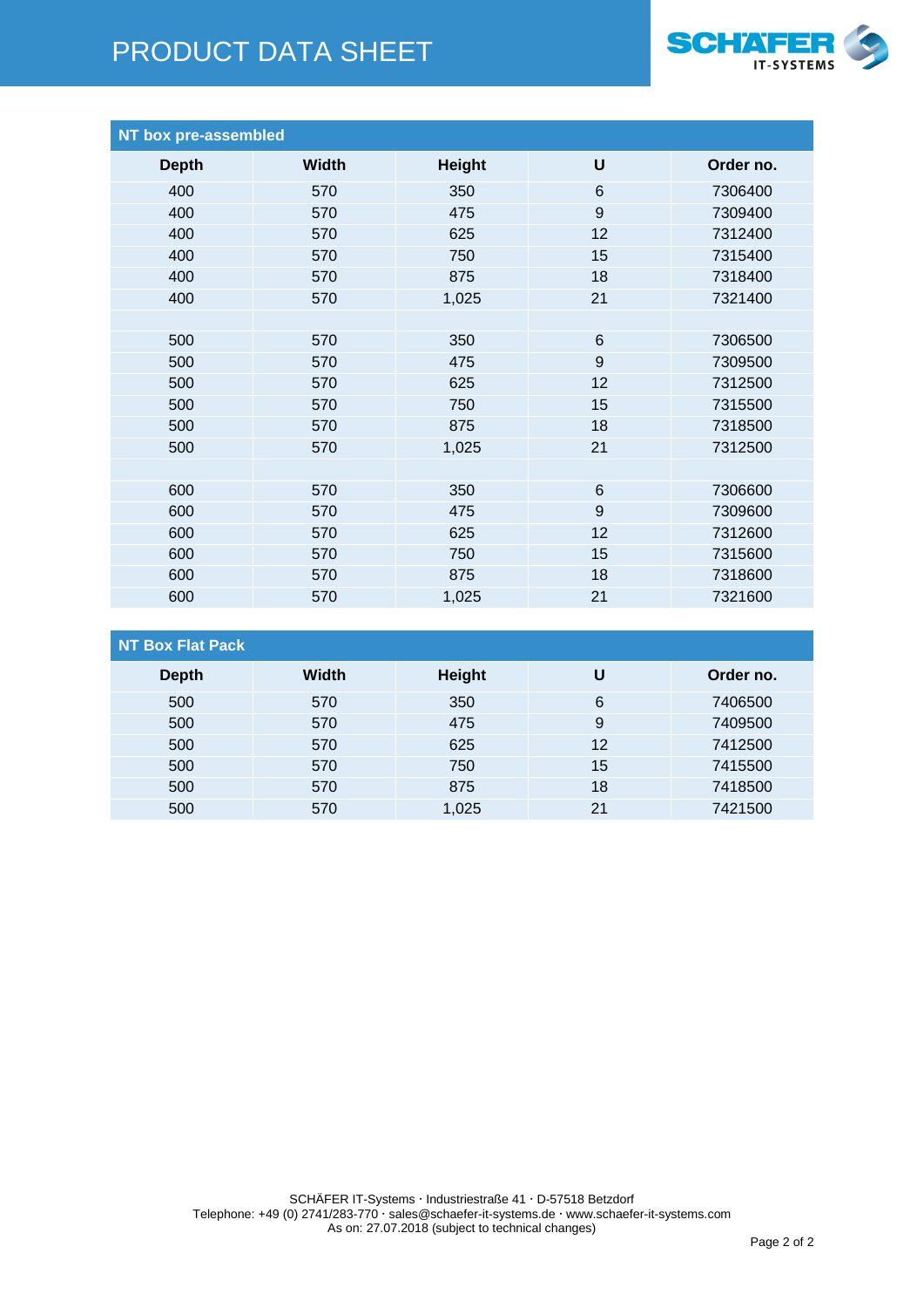# PRODUCT DATA SHEET

## NT box pre-assembled

| Depth | Width | Height | U | Order no. |
|---|---|---|---|---|
| 400 | 570 | 350 | 6 | 7306400 |
| 400 | 570 | 475 | 9 | 7309400 |
| 400 | 570 | 625 | 12 | 7312400 |
| 400 | 570 | 750 | 15 | 7315400 |
| 400 | 570 | 875 | 18 | 7318400 |
| 400 | 570 | 1,025 | 21 | 7321400 |
| | | | | |
| 500 | 570 | 350 | 6 | 7306500 |
| 500 | 570 | 475 | 9 | 7309500 |
| 500 | 570 | 625 | 12 | 7312500 |
| 500 | 570 | 750 | 15 | 7315500 |
| 500 | 570 | 875 | 18 | 7318500 |
| 500 | 570 | 1,025 | 21 | 7312500 |
| | | | | |
| 600 | 570 | 350 | 6 | 7306600 |
| 600 | 570 | 475 | 9 | 7309600 |
| 600 | 570 | 625 | 12 | 7312600 |
| 600 | 570 | 750 | 15 | 7315600 |
| 600 | 570 | 875 | 18 | 7318600 |
| 600 | 570 | 1,025 | 21 | 7321600 |

## NT Box Flat Pack

| Depth | Width | Height | U | Order no. |
|---|---|---|---|---|
| 500 | 570 | 350 | 6 | 7406500 |
| 500 | 570 | 475 | 9 | 7409500 |
| 500 | 570 | 625 | 12 | 7412500 |
| 500 | 570 | 750 | 15 | 7415500 |
| 500 | 570 | 875 | 18 | 7418500 |
| 500 | 570 | 1,025 | 21 | 7421500 |

SCHÄFER IT-Systems · Industriestraße 41 · D-57518 Betzdorf
Telephone: +49 (0) 2741/283-770 · sales@schaefer-it-systems.de · www.schaefer-it-systems.com
As on: 27.07.2018 (subject to technical changes)